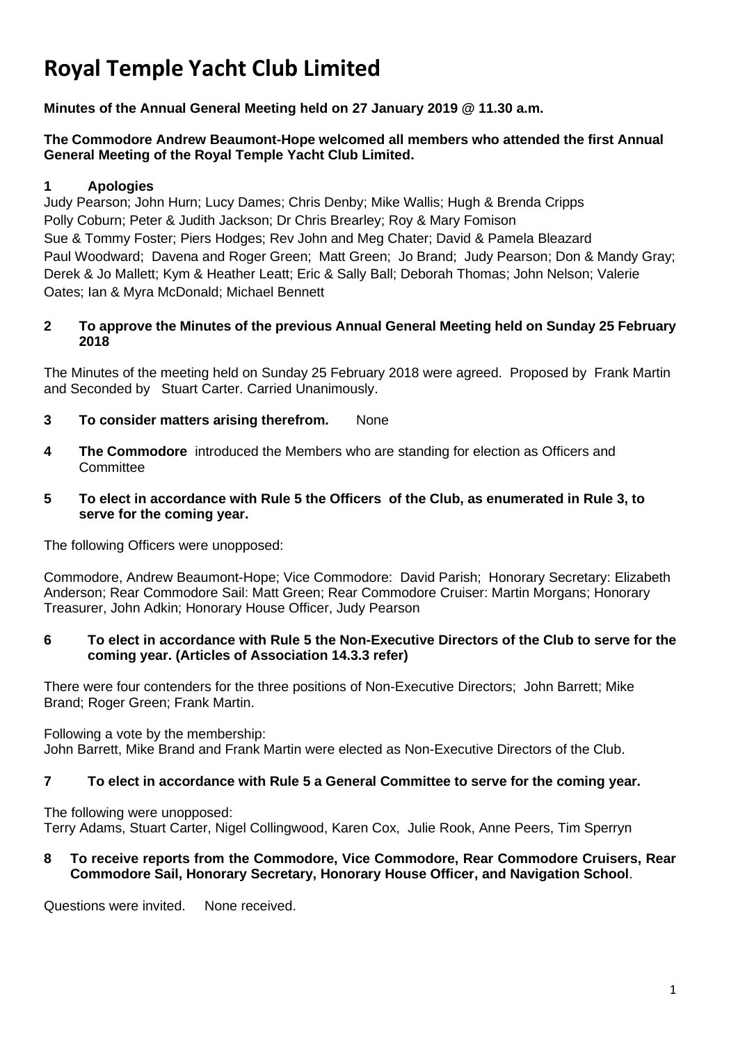# Royal Temple Yacht Club Limited

**Minutes of the Annual General Meeting held on 27 January 2019 @ 11.30 a.m.**

**The Commodore Andrew Beaumont-Hope welcomed all members who attended the first Annual General Meeting of the Royal Temple Yacht Club Limited.**

## 1 Apologies

Judy Pearson; John Hurn; Lucy Dames; Chris Denby; Mike Wallis; Hugh & Brenda Cripps
Polly Coburn; Peter & Judith Jackson; Dr Chris Brearley; Roy & Mary Fomison
Sue & Tommy Foster; Piers Hodges; Rev John and Meg Chater; David & Pamela Bleazard
Paul Woodward; Davena and Roger Green; Matt Green; Jo Brand; Judy Pearson; Don & Mandy Gray; Derek & Jo Mallett; Kym & Heather Leatt; Eric & Sally Ball; Deborah Thomas; John Nelson; Valerie Oates; Ian & Myra McDonald; Michael Bennett

## 2 To approve the Minutes of the previous Annual General Meeting held on Sunday 25 February 2018

The Minutes of the meeting held on Sunday 25 February 2018 were agreed. Proposed by Frank Martin and Seconded by Stuart Carter. Carried Unanimously.

## 3 To consider matters arising therefrom.

None

## 4 The Commodore

**The Commodore** introduced the Members who are standing for election as Officers and Committee

## 5 To elect in accordance with Rule 5 the Officers of the Club, as enumerated in Rule 3, to serve for the coming year.

The following Officers were unopposed:

Commodore, Andrew Beaumont-Hope; Vice Commodore: David Parish; Honorary Secretary: Elizabeth Anderson; Rear Commodore Sail: Matt Green; Rear Commodore Cruiser: Martin Morgans; Honorary Treasurer, John Adkin; Honorary House Officer, Judy Pearson

## 6 To elect in accordance with Rule 5 the Non-Executive Directors of the Club to serve for the coming year. (Articles of Association 14.3.3 refer)

There were four contenders for the three positions of Non-Executive Directors; John Barrett; Mike Brand; Roger Green; Frank Martin.

Following a vote by the membership:
John Barrett, Mike Brand and Frank Martin were elected as Non-Executive Directors of the Club.

## 7 To elect in accordance with Rule 5 a General Committee to serve for the coming year.

The following were unopposed:
Terry Adams, Stuart Carter, Nigel Collingwood, Karen Cox, Julie Rook, Anne Peers, Tim Sperryn

## 8 To receive reports from the Commodore, Vice Commodore, Rear Commodore Cruisers, Rear Commodore Sail, Honorary Secretary, Honorary House Officer, and Navigation School.

Questions were invited. None received.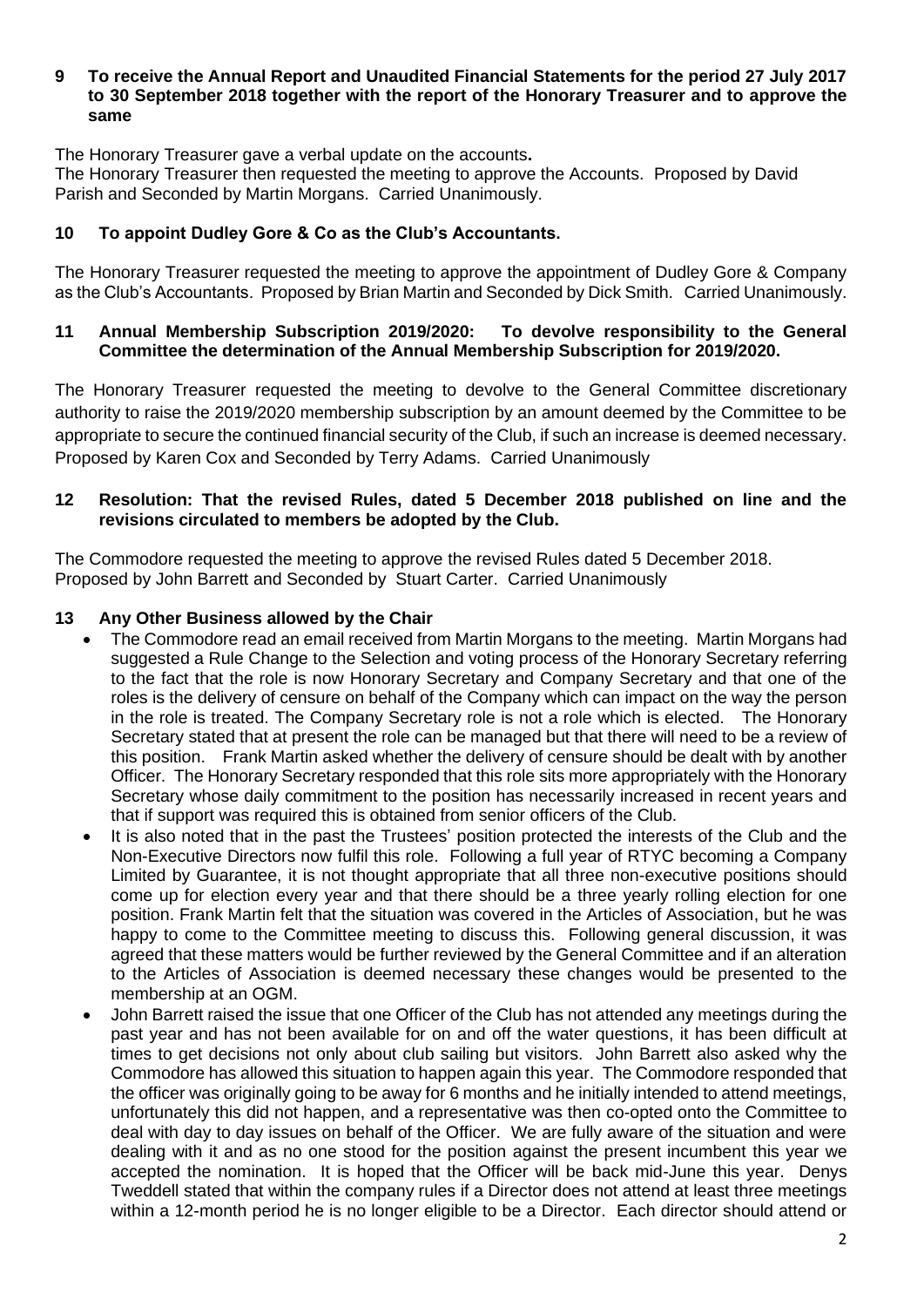**9 To receive the Annual Report and Unaudited Financial Statements for the period 27 July 2017 to 30 September 2018 together with the report of the Honorary Treasurer and to approve the same**

The Honorary Treasurer gave a verbal update on the accounts**.**
The Honorary Treasurer then requested the meeting to approve the Accounts. Proposed by David Parish and Seconded by Martin Morgans. Carried Unanimously.

**10 To appoint Dudley Gore & Co as the Club's Accountants.**

The Honorary Treasurer requested the meeting to approve the appointment of Dudley Gore & Company as the Club's Accountants. Proposed by Brian Martin and Seconded by Dick Smith. Carried Unanimously.

**11 Annual Membership Subscription 2019/2020: To devolve responsibility to the General Committee the determination of the Annual Membership Subscription for 2019/2020.**

The Honorary Treasurer requested the meeting to devolve to the General Committee discretionary authority to raise the 2019/2020 membership subscription by an amount deemed by the Committee to be appropriate to secure the continued financial security of the Club, if such an increase is deemed necessary. Proposed by Karen Cox and Seconded by Terry Adams. Carried Unanimously

**12 Resolution: That the revised Rules, dated 5 December 2018 published on line and the revisions circulated to members be adopted by the Club.**

The Commodore requested the meeting to approve the revised Rules dated 5 December 2018.
Proposed by John Barrett and Seconded by Stuart Carter. Carried Unanimously

**13 Any Other Business allowed by the Chair**

- The Commodore read an email received from Martin Morgans to the meeting. Martin Morgans had suggested a Rule Change to the Selection and voting process of the Honorary Secretary referring to the fact that the role is now Honorary Secretary and Company Secretary and that one of the roles is the delivery of censure on behalf of the Company which can impact on the way the person in the role is treated. The Company Secretary role is not a role which is elected. The Honorary Secretary stated that at present the role can be managed but that there will need to be a review of this position. Frank Martin asked whether the delivery of censure should be dealt with by another Officer. The Honorary Secretary responded that this role sits more appropriately with the Honorary Secretary whose daily commitment to the position has necessarily increased in recent years and that if support was required this is obtained from senior officers of the Club.
- It is also noted that in the past the Trustees' position protected the interests of the Club and the Non-Executive Directors now fulfil this role. Following a full year of RTYC becoming a Company Limited by Guarantee, it is not thought appropriate that all three non-executive positions should come up for election every year and that there should be a three yearly rolling election for one position. Frank Martin felt that the situation was covered in the Articles of Association, but he was happy to come to the Committee meeting to discuss this. Following general discussion, it was agreed that these matters would be further reviewed by the General Committee and if an alteration to the Articles of Association is deemed necessary these changes would be presented to the membership at an OGM.
- John Barrett raised the issue that one Officer of the Club has not attended any meetings during the past year and has not been available for on and off the water questions, it has been difficult at times to get decisions not only about club sailing but visitors. John Barrett also asked why the Commodore has allowed this situation to happen again this year. The Commodore responded that the officer was originally going to be away for 6 months and he initially intended to attend meetings, unfortunately this did not happen, and a representative was then co-opted onto the Committee to deal with day to day issues on behalf of the Officer. We are fully aware of the situation and were dealing with it and as no one stood for the position against the present incumbent this year we accepted the nomination. It is hoped that the Officer will be back mid-June this year. Denys Tweddell stated that within the company rules if a Director does not attend at least three meetings within a 12-month period he is no longer eligible to be a Director. Each director should attend or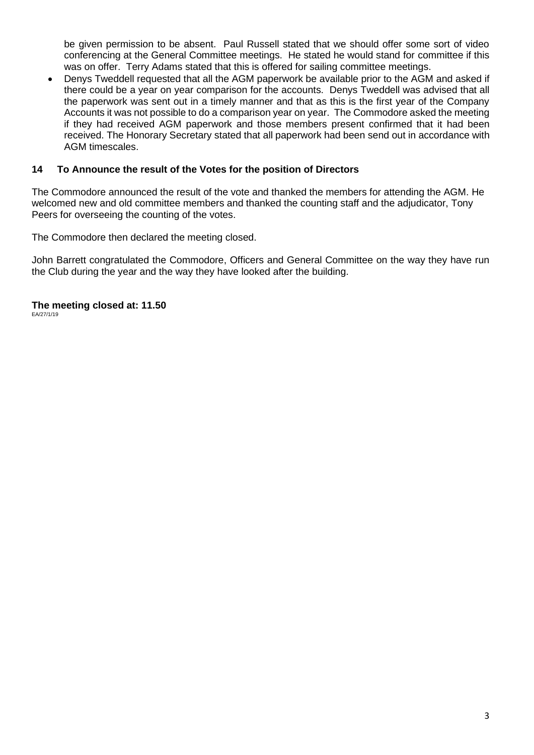be given permission to be absent. Paul Russell stated that we should offer some sort of video conferencing at the General Committee meetings. He stated he would stand for committee if this was on offer. Terry Adams stated that this is offered for sailing committee meetings.

- Denys Tweddell requested that all the AGM paperwork be available prior to the AGM and asked if there could be a year on year comparison for the accounts. Denys Tweddell was advised that all the paperwork was sent out in a timely manner and that as this is the first year of the Company Accounts it was not possible to do a comparison year on year. The Commodore asked the meeting if they had received AGM paperwork and those members present confirmed that it had been received. The Honorary Secretary stated that all paperwork had been send out in accordance with AGM timescales.

### 14 To Announce the result of the Votes for the position of Directors

The Commodore announced the result of the vote and thanked the members for attending the AGM. He welcomed new and old committee members and thanked the counting staff and the adjudicator, Tony Peers for overseeing the counting of the votes.

The Commodore then declared the meeting closed.

John Barrett congratulated the Commodore, Officers and General Committee on the way they have run the Club during the year and the way they have looked after the building.

**The meeting closed at: 11.50**

EA/27/1/19